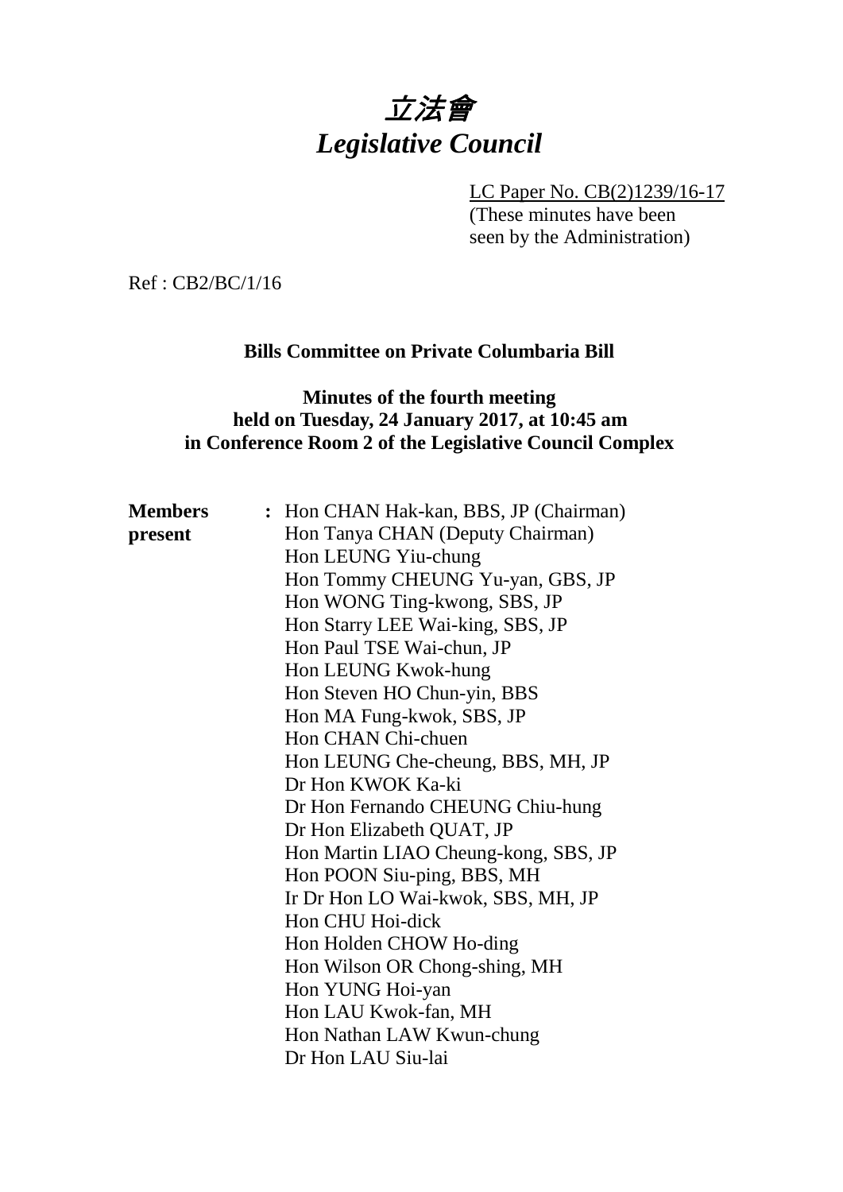# 立法會
# *Legislative Council*

LC Paper No. CB(2)1239/16-17
(These minutes have been seen by the Administration)

Ref : CB2/BC/1/16

**Bills Committee on Private Columbaria Bill**

**Minutes of the fourth meeting held on Tuesday, 24 January 2017, at 10:45 am in Conference Room 2 of the Legislative Council Complex**

**Members present** :
Hon CHAN Hak-kan, BBS, JP (Chairman)
Hon Tanya CHAN (Deputy Chairman)
Hon LEUNG Yiu-chung
Hon Tommy CHEUNG Yu-yan, GBS, JP
Hon WONG Ting-kwong, SBS, JP
Hon Starry LEE Wai-king, SBS, JP
Hon Paul TSE Wai-chun, JP
Hon LEUNG Kwok-hung
Hon Steven HO Chun-yin, BBS
Hon MA Fung-kwok, SBS, JP
Hon CHAN Chi-chuen
Hon LEUNG Che-cheung, BBS, MH, JP
Dr Hon KWOK Ka-ki
Dr Hon Fernando CHEUNG Chiu-hung
Dr Hon Elizabeth QUAT, JP
Hon Martin LIAO Cheung-kong, SBS, JP
Hon POON Siu-ping, BBS, MH
Ir Dr Hon LO Wai-kwok, SBS, MH, JP
Hon CHU Hoi-dick
Hon Holden CHOW Ho-ding
Hon Wilson OR Chong-shing, MH
Hon YUNG Hoi-yan
Hon LAU Kwok-fan, MH
Hon Nathan LAW Kwun-chung
Dr Hon LAU Siu-lai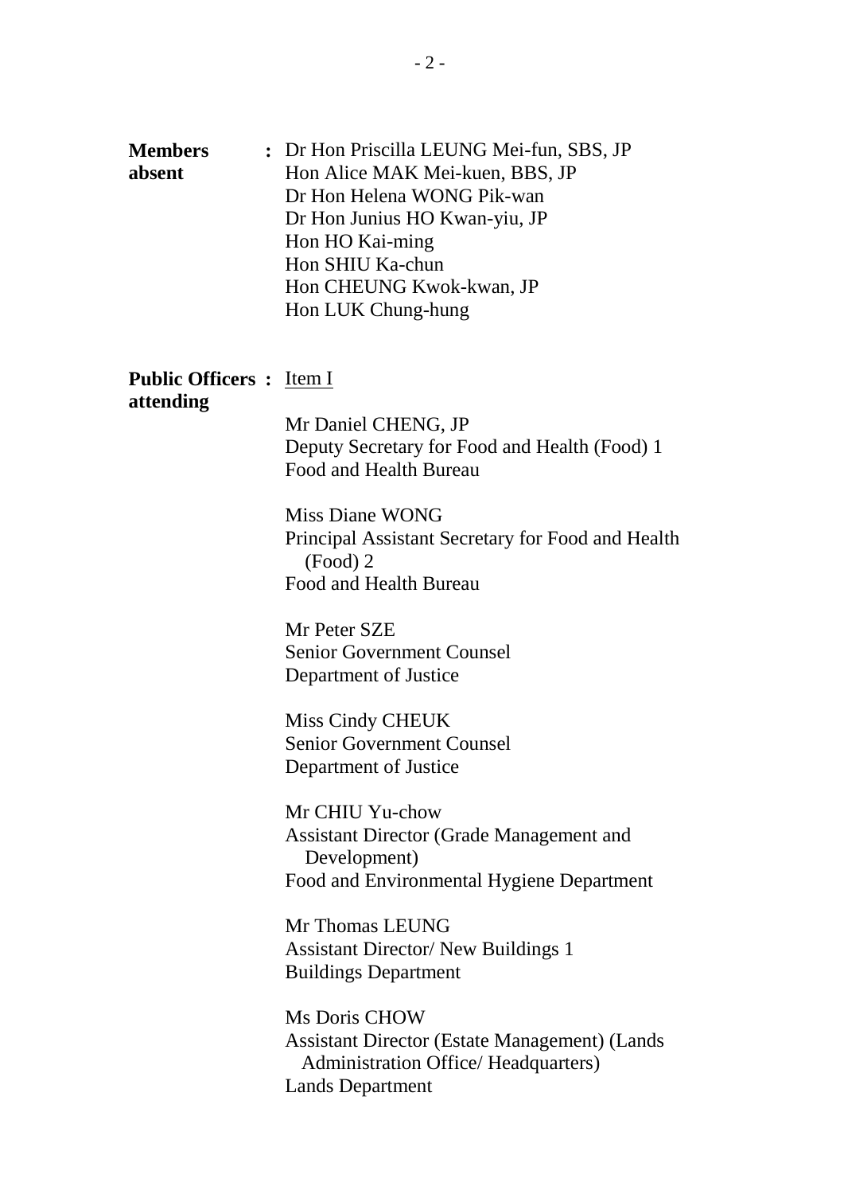**Members absent** : Dr Hon Priscilla LEUNG Mei-fun, SBS, JP
Hon Alice MAK Mei-kuen, BBS, JP
Dr Hon Helena WONG Pik-wan
Dr Hon Junius HO Kwan-yiu, JP
Hon HO Kai-ming
Hon SHIU Ka-chun
Hon CHEUNG Kwok-kwan, JP
Hon LUK Chung-hung

**Public Officers attending** : Item I

Mr Daniel CHENG, JP
Deputy Secretary for Food and Health (Food) 1
Food and Health Bureau

Miss Diane WONG
Principal Assistant Secretary for Food and Health (Food) 2
Food and Health Bureau

Mr Peter SZE
Senior Government Counsel
Department of Justice

Miss Cindy CHEUK
Senior Government Counsel
Department of Justice

Mr CHIU Yu-chow
Assistant Director (Grade Management and Development)
Food and Environmental Hygiene Department

Mr Thomas LEUNG
Assistant Director/ New Buildings 1
Buildings Department

Ms Doris CHOW
Assistant Director (Estate Management) (Lands Administration Office/ Headquarters)
Lands Department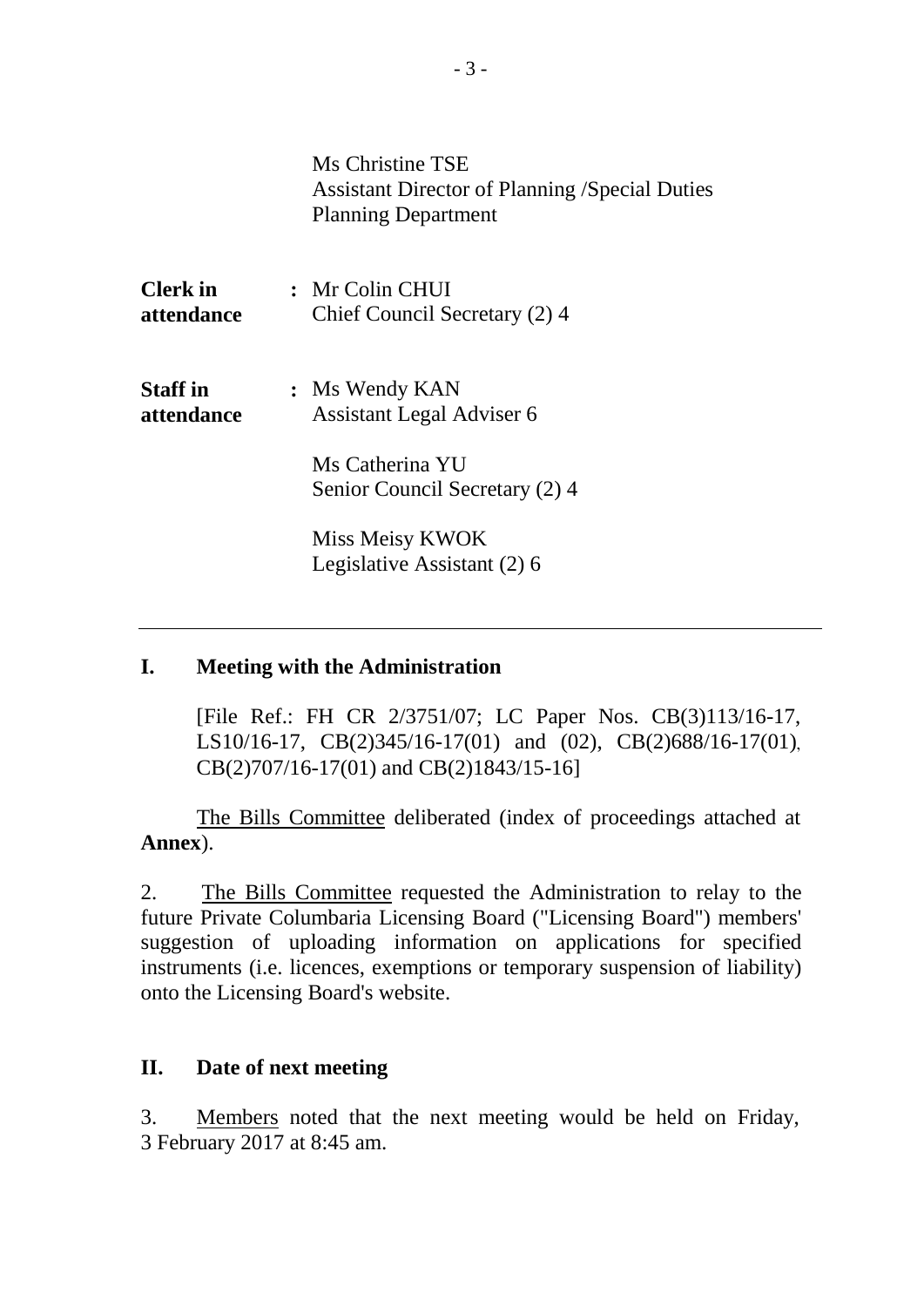Ms Christine TSE
Assistant Director of Planning /Special Duties
Planning Department

**Clerk in attendance** : Mr Colin CHUI
Chief Council Secretary (2) 4

**Staff in attendance** : Ms Wendy KAN
Assistant Legal Adviser 6

Ms Catherina YU
Senior Council Secretary (2) 4

Miss Meisy KWOK
Legislative Assistant (2) 6

---

## I. Meeting with the Administration

[File Ref.: FH CR 2/3751/07; LC Paper Nos. CB(3)113/16-17, LS10/16-17, CB(2)345/16-17(01) and (02), CB(2)688/16-17(01), CB(2)707/16-17(01) and CB(2)1843/15-16]

The Bills Committee deliberated (index of proceedings attached at **Annex**).

2. The Bills Committee requested the Administration to relay to the future Private Columbaria Licensing Board ("Licensing Board") members' suggestion of uploading information on applications for specified instruments (i.e. licences, exemptions or temporary suspension of liability) onto the Licensing Board's website.

## II. Date of next meeting

3. Members noted that the next meeting would be held on Friday, 3 February 2017 at 8:45 am.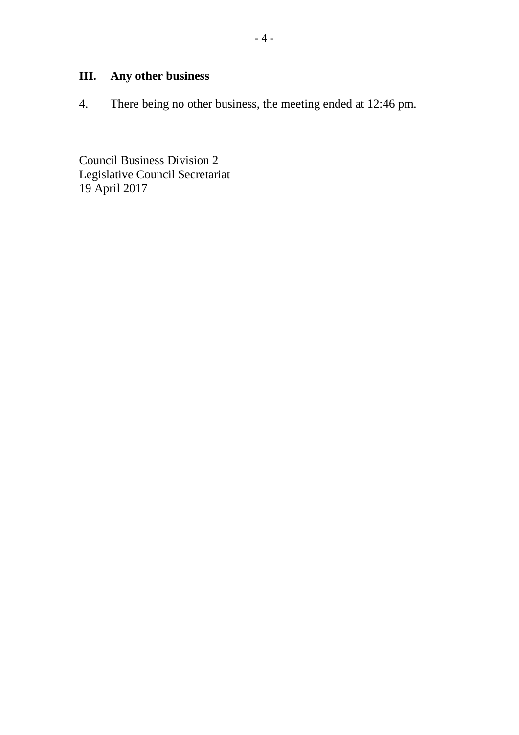## III. Any other business

4. There being no other business, the meeting ended at 12:46 pm.

Council Business Division 2
Legislative Council Secretariat
19 April 2017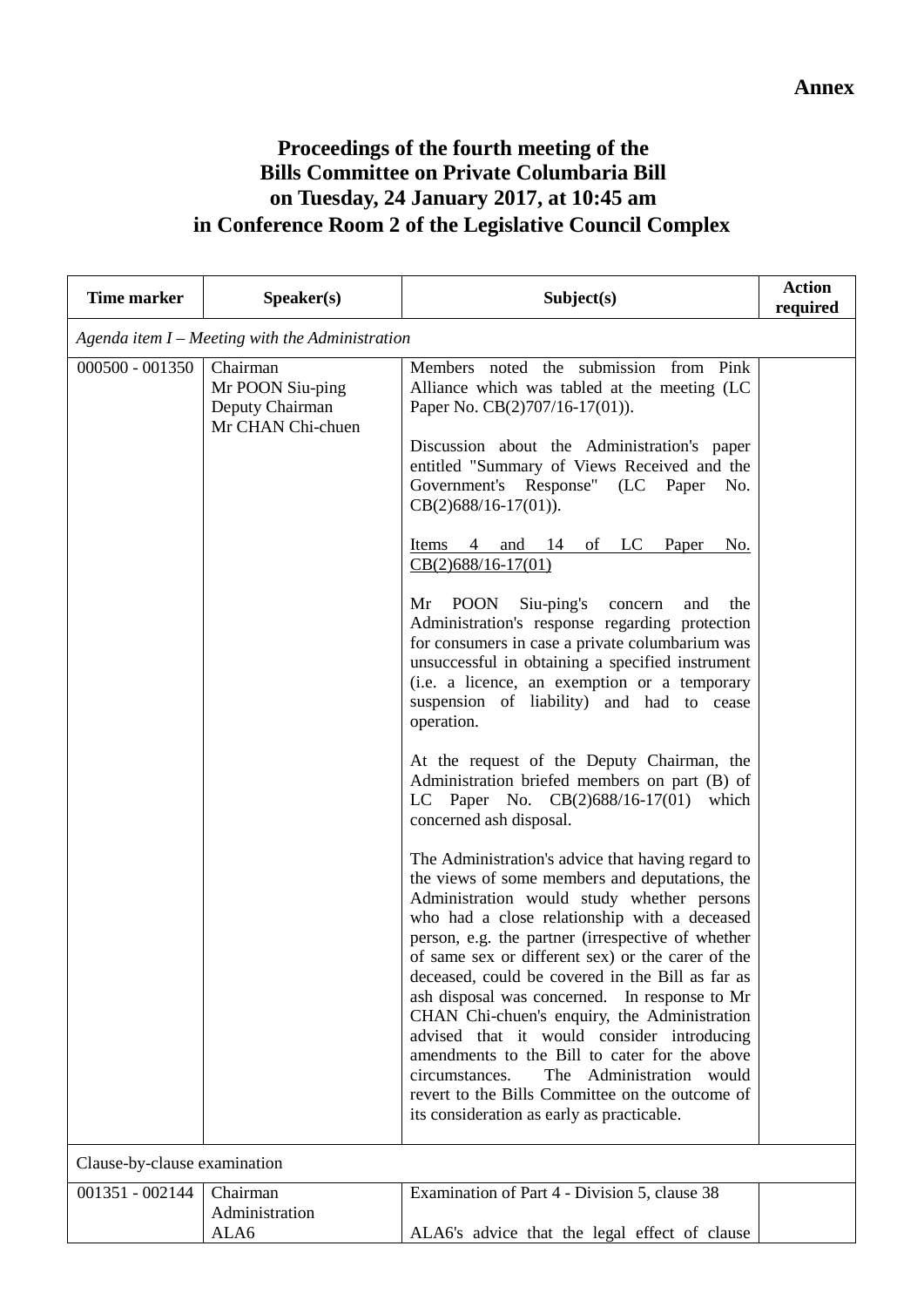**Annex**

# Proceedings of the fourth meeting of the Bills Committee on Private Columbaria Bill on Tuesday, 24 January 2017, at 10:45 am in Conference Room 2 of the Legislative Council Complex

| Time marker | Speaker(s) | Subject(s) | Action required |
|---|---|---|---|
| *Agenda item I – Meeting with the Administration* | | | |
| 000500 - 001350 | Chairman<br>Mr POON Siu-ping<br>Deputy Chairman<br>Mr CHAN Chi-chuen | Members noted the submission from Pink Alliance which was tabled at the meeting (LC Paper No. CB(2)707/16-17(01)).<br><br>Discussion about the Administration's paper entitled "Summary of Views Received and the Government's Response" (LC Paper No. CB(2)688/16-17(01)).<br><br><u>Items 4 and 14 of LC Paper No. CB(2)688/16-17(01)</u><br><br>Mr POON Siu-ping's concern and the Administration's response regarding protection for consumers in case a private columbarium was unsuccessful in obtaining a specified instrument (i.e. a licence, an exemption or a temporary suspension of liability) and had to cease operation.<br><br>At the request of the Deputy Chairman, the Administration briefed members on part (B) of LC Paper No. CB(2)688/16-17(01) which concerned ash disposal.<br><br>The Administration's advice that having regard to the views of some members and deputations, the Administration would study whether persons who had a close relationship with a deceased person, e.g. the partner (irrespective of whether of same sex or different sex) or the carer of the deceased, could be covered in the Bill as far as ash disposal was concerned. In response to Mr CHAN Chi-chuen's enquiry, the Administration advised that it would consider introducing amendments to the Bill to cater for the above circumstances. The Administration would revert to the Bills Committee on the outcome of its consideration as early as practicable. | |
| Clause-by-clause examination | | | |
| 001351 - 002144 | Chairman<br>Administration<br>ALA6 | Examination of Part 4 - Division 5, clause 38<br><br>ALA6's advice that the legal effect of clause | |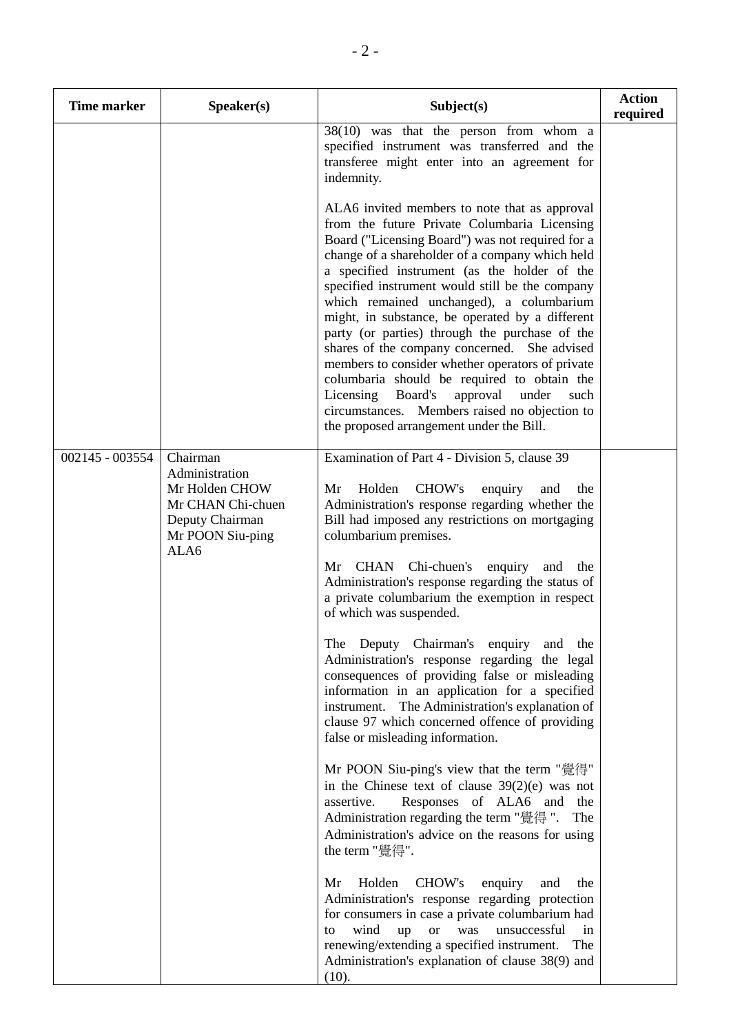| Time marker | Speaker(s) | Subject(s) | Action required |
|---|---|---|---|
| | | 38(10) was that the person from whom a specified instrument was transferred and the transferee might enter into an agreement for indemnity.<br><br>ALA6 invited members to note that as approval from the future Private Columbaria Licensing Board ("Licensing Board") was not required for a change of a shareholder of a company which held a specified instrument (as the holder of the specified instrument would still be the company which remained unchanged), a columbarium might, in substance, be operated by a different party (or parties) through the purchase of the shares of the company concerned. She advised members to consider whether operators of private columbaria should be required to obtain the Licensing Board's approval under such circumstances. Members raised no objection to the proposed arrangement under the Bill. | |
| 002145 - 003554 | Chairman<br>Administration<br>Mr Holden CHOW<br>Mr CHAN Chi-chuen<br>Deputy Chairman<br>Mr POON Siu-ping<br>ALA6 | Examination of Part 4 - Division 5, clause 39<br><br>Mr Holden CHOW's enquiry and the Administration's response regarding whether the Bill had imposed any restrictions on mortgaging columbarium premises.<br><br>Mr CHAN Chi-chuen's enquiry and the Administration's response regarding the status of a private columbarium the exemption in respect of which was suspended.<br><br>The Deputy Chairman's enquiry and the Administration's response regarding the legal consequences of providing false or misleading information in an application for a specified instrument. The Administration's explanation of clause 97 which concerned offence of providing false or misleading information.<br><br>Mr POON Siu-ping's view that the term "覺得" in the Chinese text of clause 39(2)(e) was not assertive. Responses of ALA6 and the Administration regarding the term "覺得". The Administration's advice on the reasons for using the term "覺得".<br><br>Mr Holden CHOW's enquiry and the Administration's response regarding protection for consumers in case a private columbarium had to wind up or was unsuccessful in renewing/extending a specified instrument. The Administration's explanation of clause 38(9) and (10). | |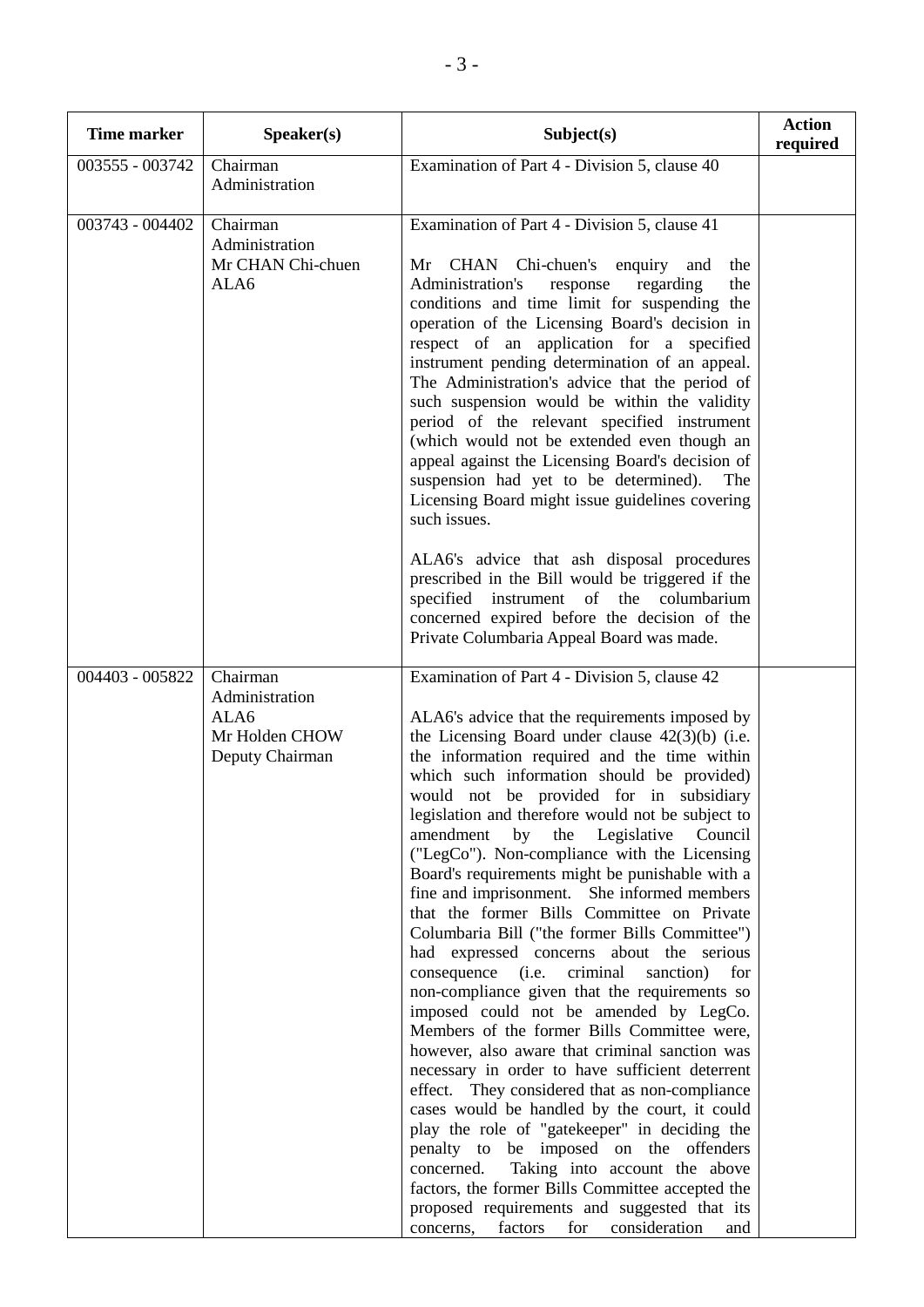| Time marker | Speaker(s) | Subject(s) | Action required |
|---|---|---|---|
| 003555 - 003742 | Chairman<br>Administration | Examination of Part 4 - Division 5, clause 40 | |
| 003743 - 004402 | Chairman<br>Administration<br>Mr CHAN Chi-chuen<br>ALA6 | Examination of Part 4 - Division 5, clause 41<br><br>Mr CHAN Chi-chuen's enquiry and the Administration's response regarding the conditions and time limit for suspending the operation of the Licensing Board's decision in respect of an application for a specified instrument pending determination of an appeal. The Administration's advice that the period of such suspension would be within the validity period of the relevant specified instrument (which would not be extended even though an appeal against the Licensing Board's decision of suspension had yet to be determined). The Licensing Board might issue guidelines covering such issues.<br><br>ALA6's advice that ash disposal procedures prescribed in the Bill would be triggered if the specified instrument of the columbarium concerned expired before the decision of the Private Columbaria Appeal Board was made. | |
| 004403 - 005822 | Chairman<br>Administration<br>ALA6<br>Mr Holden CHOW<br>Deputy Chairman | Examination of Part 4 - Division 5, clause 42<br><br>ALA6's advice that the requirements imposed by the Licensing Board under clause 42(3)(b) (i.e. the information required and the time within which such information should be provided) would not be provided for in subsidiary legislation and therefore would not be subject to amendment by the Legislative Council ("LegCo"). Non-compliance with the Licensing Board's requirements might be punishable with a fine and imprisonment. She informed members that the former Bills Committee on Private Columbaria Bill ("the former Bills Committee") had expressed concerns about the serious consequence (i.e. criminal sanction) for non-compliance given that the requirements so imposed could not be amended by LegCo. Members of the former Bills Committee were, however, also aware that criminal sanction was necessary in order to have sufficient deterrent effect. They considered that as non-compliance cases would be handled by the court, it could play the role of "gatekeeper" in deciding the penalty to be imposed on the offenders concerned. Taking into account the above factors, the former Bills Committee accepted the proposed requirements and suggested that its concerns, factors for consideration and | |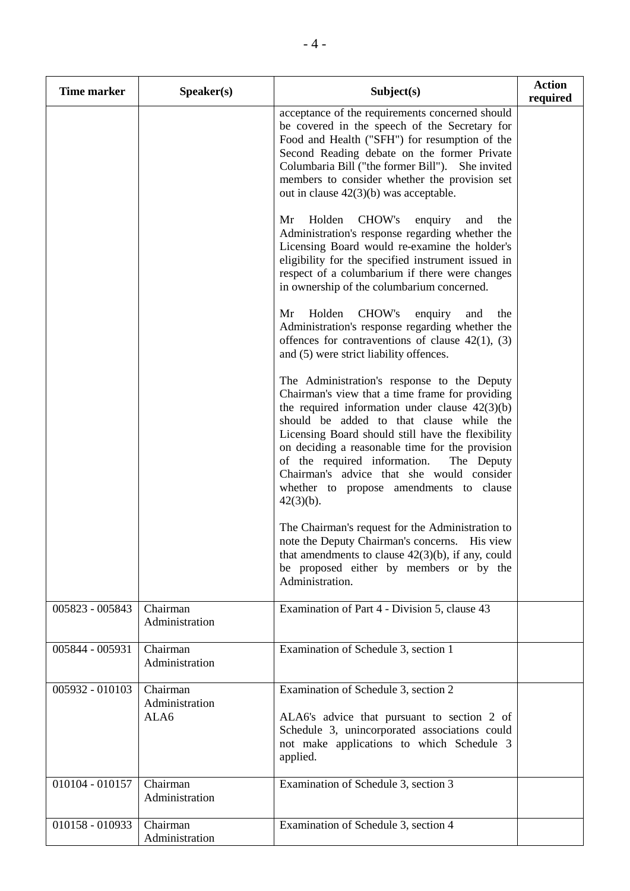| Time marker | Speaker(s) | Subject(s) | Action required |
|---|---|---|---|
| | | acceptance of the requirements concerned should be covered in the speech of the Secretary for Food and Health ("SFH") for resumption of the Second Reading debate on the former Private Columbaria Bill ("the former Bill"). She invited members to consider whether the provision set out in clause 42(3)(b) was acceptable.<br><br>Mr Holden CHOW's enquiry and the Administration's response regarding whether the Licensing Board would re-examine the holder's eligibility for the specified instrument issued in respect of a columbarium if there were changes in ownership of the columbarium concerned.<br><br>Mr Holden CHOW's enquiry and the Administration's response regarding whether the offences for contraventions of clause 42(1), (3) and (5) were strict liability offences.<br><br>The Administration's response to the Deputy Chairman's view that a time frame for providing the required information under clause 42(3)(b) should be added to that clause while the Licensing Board should still have the flexibility on deciding a reasonable time for the provision of the required information. The Deputy Chairman's advice that she would consider whether to propose amendments to clause 42(3)(b).<br><br>The Chairman's request for the Administration to note the Deputy Chairman's concerns. His view that amendments to clause 42(3)(b), if any, could be proposed either by members or by the Administration. | |
| 005823 - 005843 | Chairman<br>Administration | Examination of Part 4 - Division 5, clause 43 | |
| 005844 - 005931 | Chairman<br>Administration | Examination of Schedule 3, section 1 | |
| 005932 - 010103 | Chairman<br>Administration<br>ALA6 | Examination of Schedule 3, section 2<br><br>ALA6's advice that pursuant to section 2 of Schedule 3, unincorporated associations could not make applications to which Schedule 3 applied. | |
| 010104 - 010157 | Chairman<br>Administration | Examination of Schedule 3, section 3 | |
| 010158 - 010933 | Chairman<br>Administration | Examination of Schedule 3, section 4 | |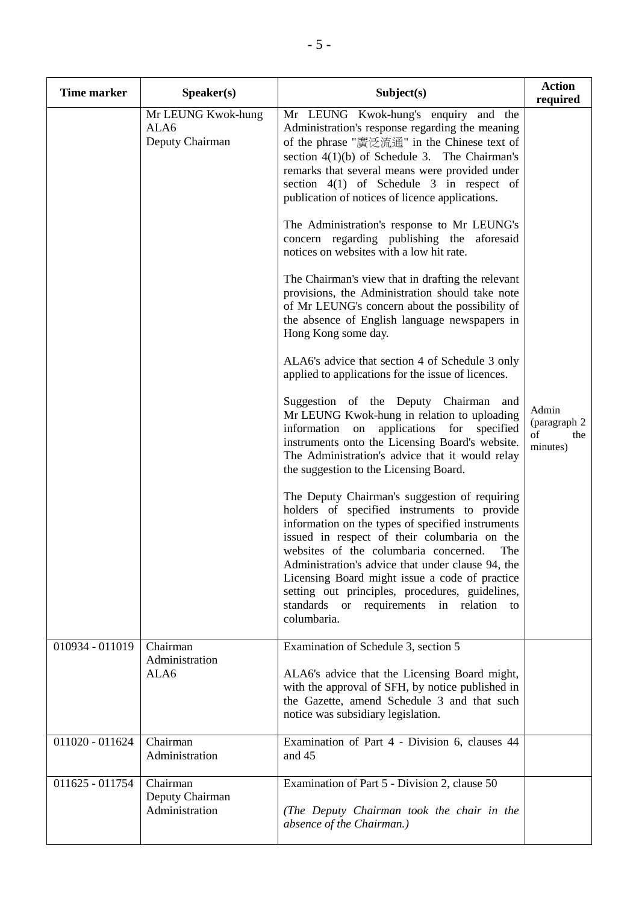| Time marker | Speaker(s) | Subject(s) | Action required |
|---|---|---|---|
| | Mr LEUNG Kwok-hung<br>ALA6<br>Deputy Chairman | Mr LEUNG Kwok-hung's enquiry and the Administration's response regarding the meaning of the phrase "廣泛流通" in the Chinese text of section 4(1)(b) of Schedule 3. The Chairman's remarks that several means were provided under section 4(1) of Schedule 3 in respect of publication of notices of licence applications.<br><br>The Administration's response to Mr LEUNG's concern regarding publishing the aforesaid notices on websites with a low hit rate.<br><br>The Chairman's view that in drafting the relevant provisions, the Administration should take note of Mr LEUNG's concern about the possibility of the absence of English language newspapers in Hong Kong some day.<br><br>ALA6's advice that section 4 of Schedule 3 only applied to applications for the issue of licences.<br><br>Suggestion of the Deputy Chairman and Mr LEUNG Kwok-hung in relation to uploading information on applications for specified instruments onto the Licensing Board's website. The Administration's advice that it would relay the suggestion to the Licensing Board.<br><br>The Deputy Chairman's suggestion of requiring holders of specified instruments to provide information on the types of specified instruments issued in respect of their columbaria on the websites of the columbaria concerned. The Administration's advice that under clause 94, the Licensing Board might issue a code of practice setting out principles, procedures, guidelines, standards or requirements in relation to columbaria. | Admin (paragraph 2 of the minutes) |
| 010934 - 011019 | Chairman<br>Administration<br>ALA6 | Examination of Schedule 3, section 5<br><br>ALA6's advice that the Licensing Board might, with the approval of SFH, by notice published in the Gazette, amend Schedule 3 and that such notice was subsidiary legislation. | |
| 011020 - 011624 | Chairman<br>Administration | Examination of Part 4 - Division 6, clauses 44 and 45 | |
| 011625 - 011754 | Chairman<br>Deputy Chairman<br>Administration | Examination of Part 5 - Division 2, clause 50<br><br>*(The Deputy Chairman took the chair in the absence of the Chairman.)* | |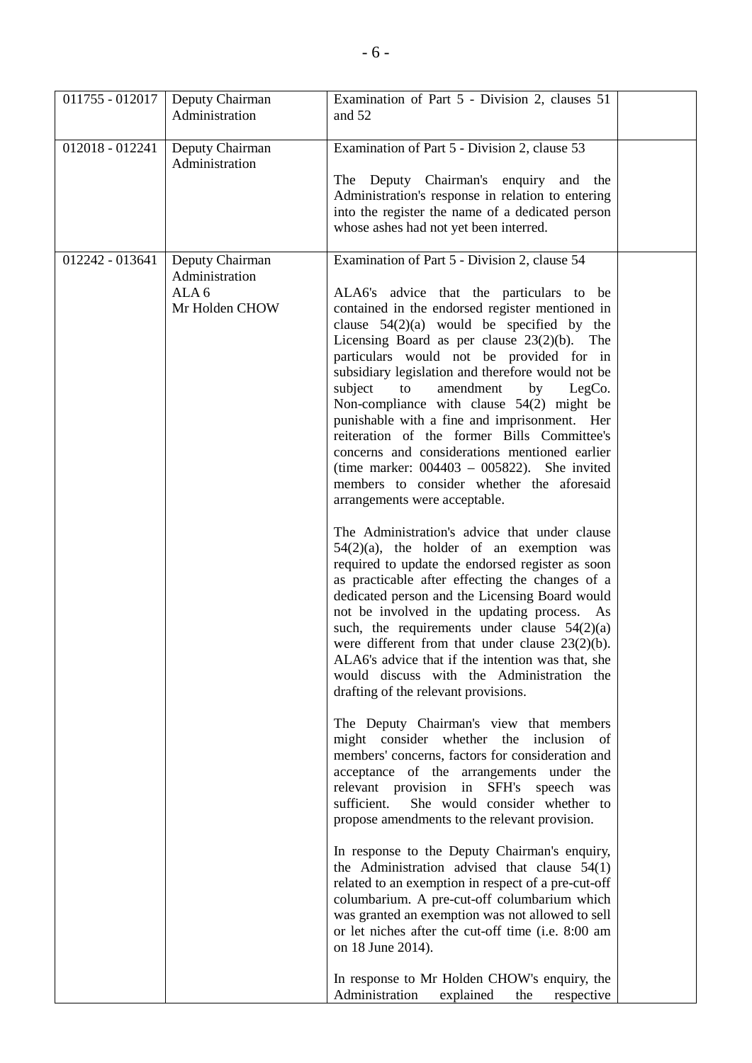| | | | |
|---|---|---|---|
| 011755 - 012017 | Deputy Chairman<br>Administration | Examination of Part 5 - Division 2, clauses 51 and 52 | |
| 012018 - 012241 | Deputy Chairman<br>Administration | Examination of Part 5 - Division 2, clause 53<br><br>The Deputy Chairman's enquiry and the Administration's response in relation to entering into the register the name of a dedicated person whose ashes had not yet been interred. | |
| 012242 - 013641 | Deputy Chairman<br>Administration<br>ALA 6<br>Mr Holden CHOW | Examination of Part 5 - Division 2, clause 54<br><br>ALA6's advice that the particulars to be contained in the endorsed register mentioned in clause 54(2)(a) would be specified by the Licensing Board as per clause 23(2)(b). The particulars would not be provided for in subsidiary legislation and therefore would not be subject to amendment by LegCo. Non-compliance with clause 54(2) might be punishable with a fine and imprisonment. Her reiteration of the former Bills Committee's concerns and considerations mentioned earlier (time marker: 004403 – 005822). She invited members to consider whether the aforesaid arrangements were acceptable.<br><br>The Administration's advice that under clause 54(2)(a), the holder of an exemption was required to update the endorsed register as soon as practicable after effecting the changes of a dedicated person and the Licensing Board would not be involved in the updating process. As such, the requirements under clause 54(2)(a) were different from that under clause 23(2)(b). ALA6's advice that if the intention was that, she would discuss with the Administration the drafting of the relevant provisions.<br><br>The Deputy Chairman's view that members might consider whether the inclusion of members' concerns, factors for consideration and acceptance of the arrangements under the relevant provision in SFH's speech was sufficient. She would consider whether to propose amendments to the relevant provision.<br><br>In response to the Deputy Chairman's enquiry, the Administration advised that clause 54(1) related to an exemption in respect of a pre-cut-off columbarium. A pre-cut-off columbarium which was granted an exemption was not allowed to sell or let niches after the cut-off time (i.e. 8:00 am on 18 June 2014).<br><br>In response to Mr Holden CHOW's enquiry, the Administration explained the respective | |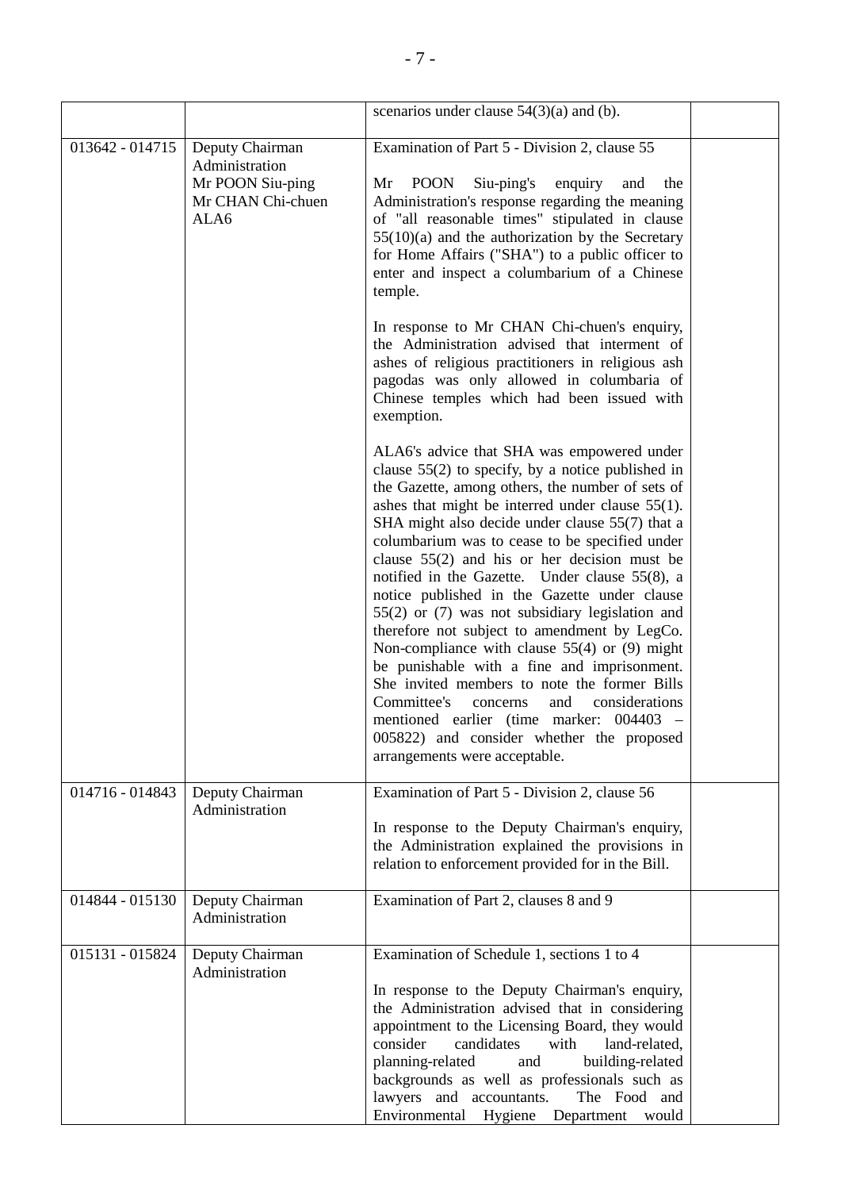| | | | |
|---|---|---|---|
| | | scenarios under clause 54(3)(a) and (b). | |
| 013642 - 014715 | Deputy Chairman<br>Administration<br>Mr POON Siu-ping<br>Mr CHAN Chi-chuen<br>ALA6 | Examination of Part 5 - Division 2, clause 55<br><br>Mr POON Siu-ping's enquiry and the Administration's response regarding the meaning of "all reasonable times" stipulated in clause 55(10)(a) and the authorization by the Secretary for Home Affairs ("SHA") to a public officer to enter and inspect a columbarium of a Chinese temple.<br><br>In response to Mr CHAN Chi-chuen's enquiry, the Administration advised that interment of ashes of religious practitioners in religious ash pagodas was only allowed in columbaria of Chinese temples which had been issued with exemption.<br><br>ALA6's advice that SHA was empowered under clause 55(2) to specify, by a notice published in the Gazette, among others, the number of sets of ashes that might be interred under clause 55(1). SHA might also decide under clause 55(7) that a columbarium was to cease to be specified under clause 55(2) and his or her decision must be notified in the Gazette. Under clause 55(8), a notice published in the Gazette under clause 55(2) or (7) was not subsidiary legislation and therefore not subject to amendment by LegCo. Non-compliance with clause 55(4) or (9) might be punishable with a fine and imprisonment. She invited members to note the former Bills Committee's concerns and considerations mentioned earlier (time marker: 004403 – 005822) and consider whether the proposed arrangements were acceptable. | |
| 014716 - 014843 | Deputy Chairman<br>Administration | Examination of Part 5 - Division 2, clause 56<br><br>In response to the Deputy Chairman's enquiry, the Administration explained the provisions in relation to enforcement provided for in the Bill. | |
| 014844 - 015130 | Deputy Chairman<br>Administration | Examination of Part 2, clauses 8 and 9 | |
| 015131 - 015824 | Deputy Chairman<br>Administration | Examination of Schedule 1, sections 1 to 4<br><br>In response to the Deputy Chairman's enquiry, the Administration advised that in considering appointment to the Licensing Board, they would consider candidates with land-related, planning-related and building-related backgrounds as well as professionals such as lawyers and accountants. The Food and Environmental Hygiene Department would | |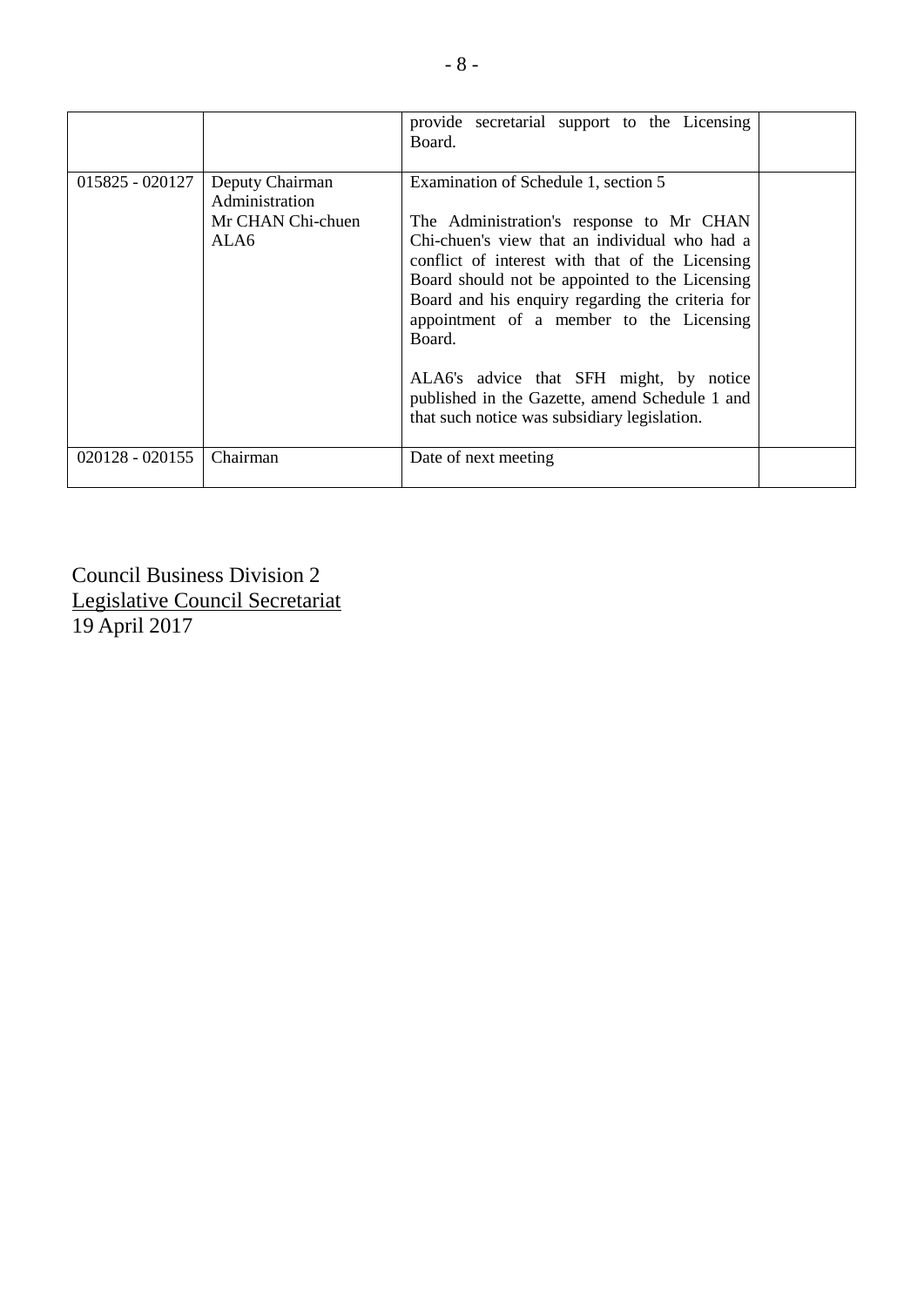| | | | |
|---|---|---|---|
| | | provide secretarial support to the Licensing Board. | |
| 015825 - 020127 | Deputy Chairman<br>Administration<br>Mr CHAN Chi-chuen<br>ALA6 | Examination of Schedule 1, section 5<br><br>The Administration's response to Mr CHAN Chi-chuen's view that an individual who had a conflict of interest with that of the Licensing Board should not be appointed to the Licensing Board and his enquiry regarding the criteria for appointment of a member to the Licensing Board.<br><br>ALA6's advice that SFH might, by notice published in the Gazette, amend Schedule 1 and that such notice was subsidiary legislation. | |
| 020128 - 020155 | Chairman | Date of next meeting | |

Council Business Division 2
Legislative Council Secretariat
19 April 2017